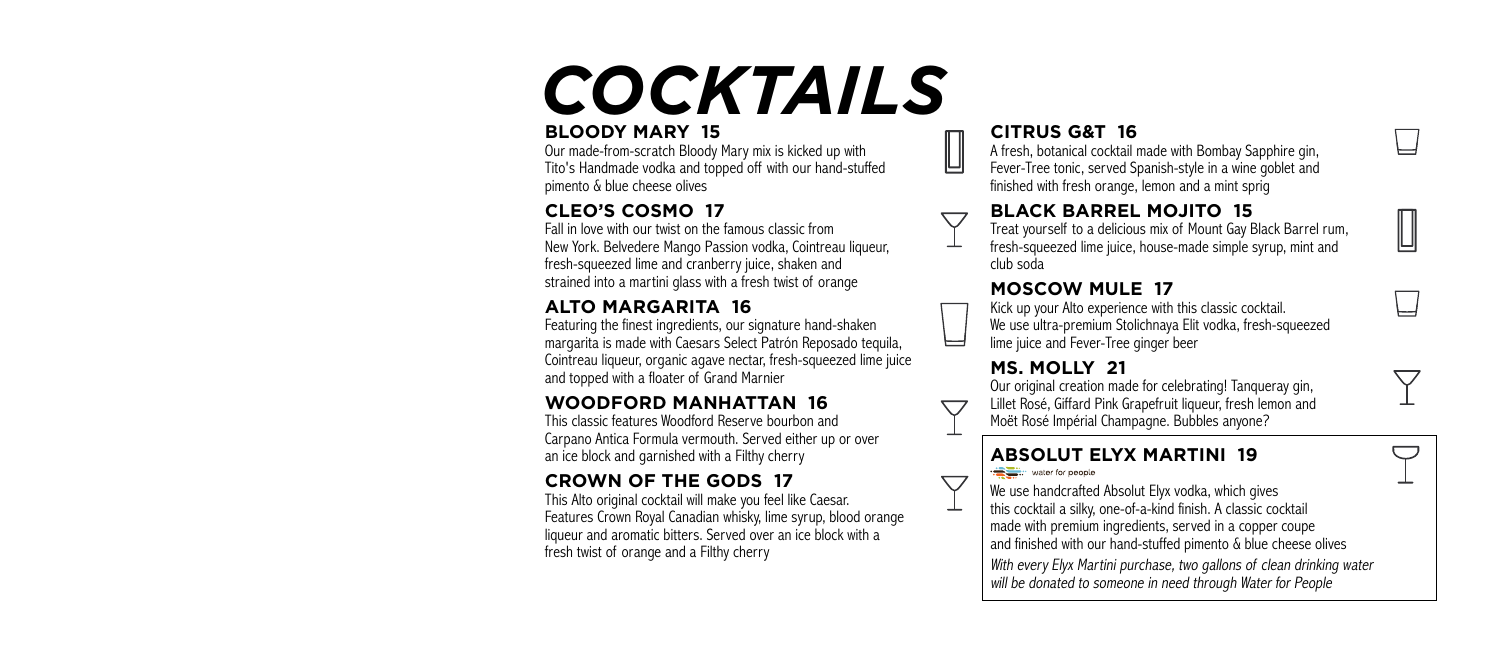# COCKTAILS

## BLOODY MARY 15

Our made-from-scratch Bloody Mary mix is kicked up with Tito's Handmade vodka and topped off with our hand-stuffed pimento & blue cheese olives

## CLEO'S COSMO 17

Fall in love with our twist on the famous classic from New York. Belvedere Mango Passion vodka, Cointreau liqueur, fresh-squeezed lime and cranberry juice, shaken and strained into a martini glass with a fresh twist of orange

## ALTO MARGARITA 16

Featuring the finest ingredients, our signature hand-shaken margarita is made with Caesars Select Patrón Reposado tequila, Cointreau liqueur, organic agave nectar, fresh-squeezed lime juice and topped with a floater of Grand Marnier

## WOODFORD MANHATTAN 16

This classic features Woodford Reserve bourbon and Carpano Antica Formula vermouth. Served either up or over an ice block and garnished with a Filthy cherry

## CROWN OF THE GODS 17

This Alto original cocktail will make you feel like Caesar. Features Crown Royal Canadian whisky, lime syrup, blood orange liqueur and aromatic bitters. Served over an ice block with a fresh twist of orange and a Filthy cherry

## CITRUS G&T 16

A fresh, botanical cocktail made with Bombay Sapphire gin, Fever-Tree tonic, served Spanish-style in a wine goblet and finished with fresh orange, lemon and a mint sprig

## BLACK BARREL MOJITO 15

Treat yourself to a delicious mix of Mount Gay Black Barrel rum, fresh-squeezed lime juice, house-made simple syrup, mint and club soda

## MOSCOW MULE 17

Kick up your Alto experience with this classic cocktail. We use ultra-premium Stolichnaya Elit vodka, fresh-squeezed lime juice and Fever-Tree ginger beer

## MS. MOLLY 21

Our original creation made for celebrating! Tanqueray gin, Lillet Rosé, Giffard Pink Grapefruit liqueur, fresh lemon and Moët Rosé Impérial Champagne. Bubbles anyone?

## ABSOLUT ELYX MARTINI 19

water for people

We use handcrafted Absolut Elyx vodka, which gives this cocktail a silky, one-of-a-kind finish. A classic cocktail made with premium ingredients, served in a copper coupe and finished with our hand-stuffed pimento & blue cheese olives

*With every Elyx Martini purchase, two gallons of clean drinking water will be donated to someone in need through Water for People*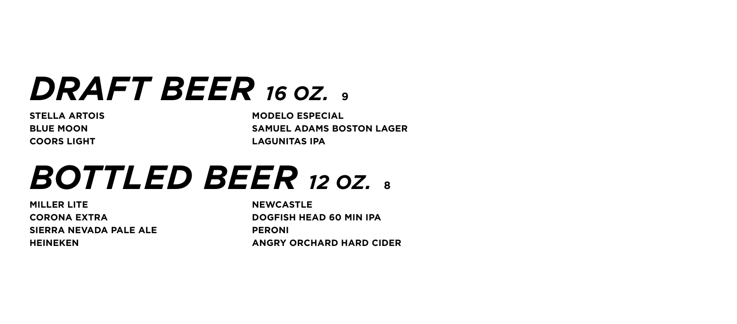# *DRAFT BEER* *16 OZ.* **9**

**STELLA ARTOIS**
**BLUE MOON**
**COORS LIGHT**
**MODELO ESPECIAL**
**SAMUEL ADAMS BOSTON LAGER**
**LAGUNITAS IPA**

# *BOTTLED BEER* *12 OZ.* **8**

**MILLER LITE**
**CORONA EXTRA**
**SIERRA NEVADA PALE ALE**
**HEINEKEN**
**NEWCASTLE**
**DOGFISH HEAD 60 MIN IPA**
**PERONI**
**ANGRY ORCHARD HARD CIDER**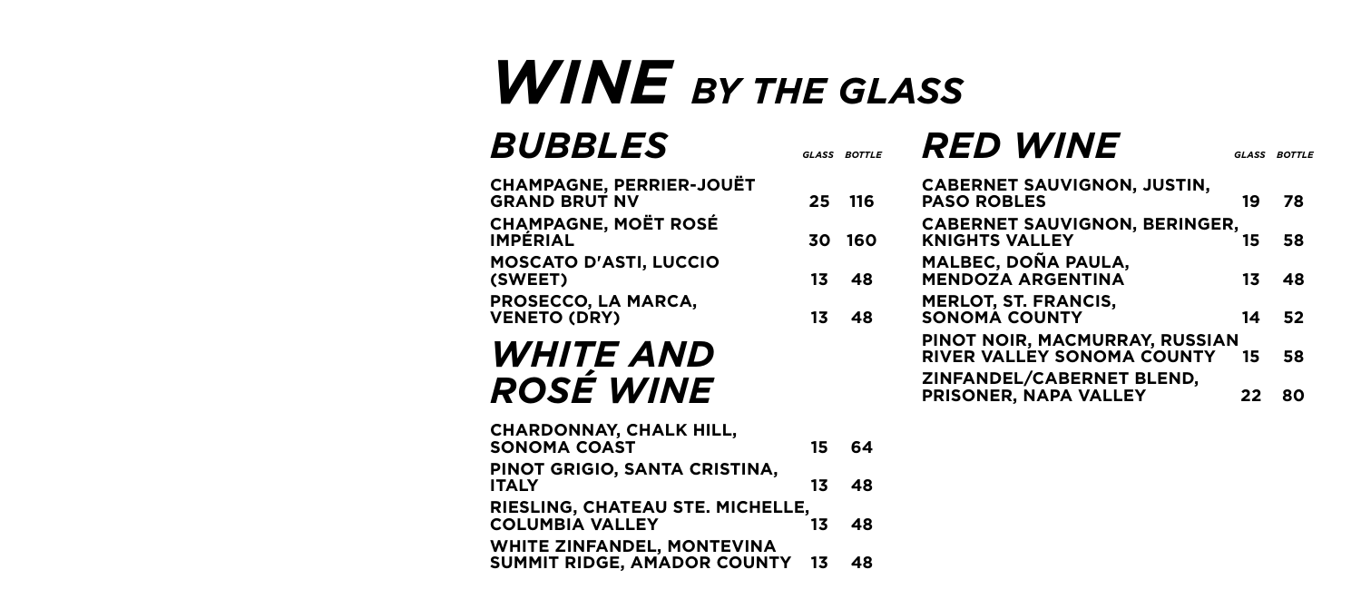# *WINE BY THE GLASS*

## *BUBBLES*

| | GLASS | BOTTLE |
|---|---|---|
| **CHAMPAGNE, PERRIER-JOUËT GRAND BRUT NV** | **25** | **116** |
| **CHAMPAGNE, MOËT ROSÉ IMPÉRIAL** | **30** | **160** |
| **MOSCATO D'ASTI, LUCCIO (SWEET)** | **13** | **48** |
| **PROSECCO, LA MARCA, VENETO (DRY)** | **13** | **48** |

## *WHITE AND ROSÉ WINE*

| | GLASS | BOTTLE |
|---|---|---|
| **CHARDONNAY, CHALK HILL, SONOMA COAST** | **15** | **64** |
| **PINOT GRIGIO, SANTA CRISTINA, ITALY** | **13** | **48** |
| **RIESLING, CHATEAU STE. MICHELLE, COLUMBIA VALLEY** | **13** | **48** |
| **WHITE ZINFANDEL, MONTEVINA SUMMIT RIDGE, AMADOR COUNTY** | **13** | **48** |

## *RED WINE*

| | GLASS | BOTTLE |
|---|---|---|
| **CABERNET SAUVIGNON, JUSTIN, PASO ROBLES** | **19** | **78** |
| **CABERNET SAUVIGNON, BERINGER, KNIGHTS VALLEY** | **15** | **58** |
| **MALBEC, DOÑA PAULA, MENDOZA ARGENTINA** | **13** | **48** |
| **MERLOT, ST. FRANCIS, SONOMA COUNTY** | **14** | **52** |
| **PINOT NOIR, MACMURRAY, RUSSIAN RIVER VALLEY SONOMA COUNTY** | **15** | **58** |
| **ZINFANDEL/CABERNET BLEND, PRISONER, NAPA VALLEY** | **22** | **80** |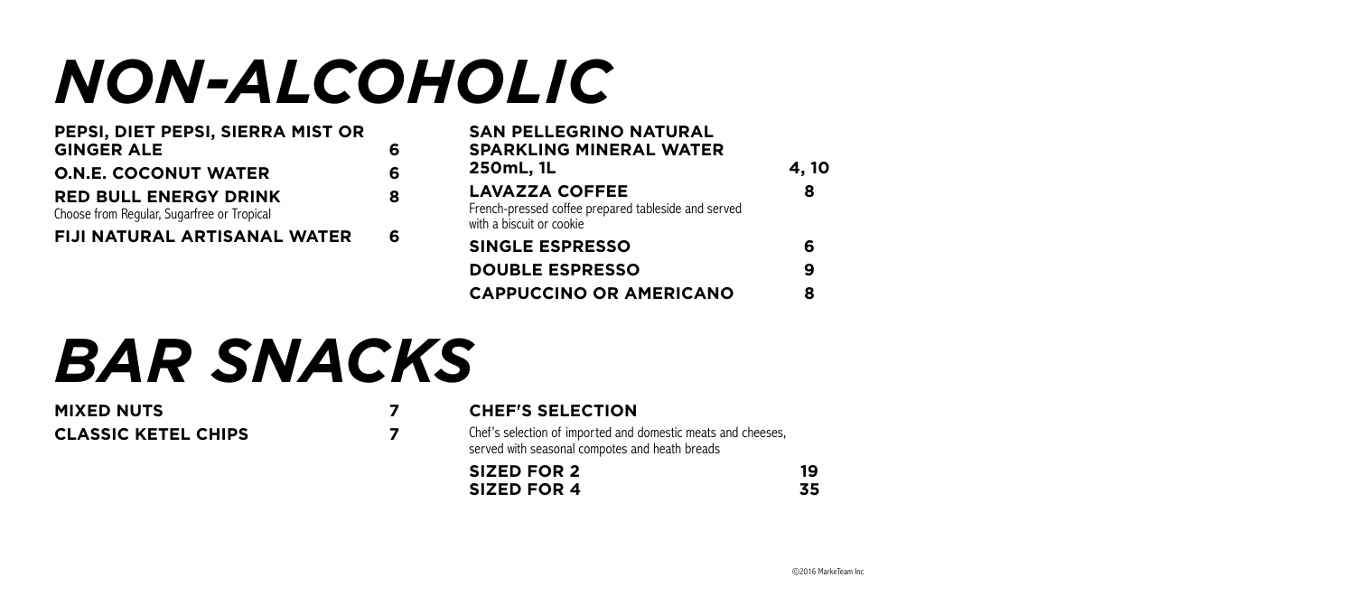# *NON-ALCOHOLIC*

**PEPSI, DIET PEPSI, SIERRA MIST OR GINGER ALE** **6**

**O.N.E. COCONUT WATER** **6**

**RED BULL ENERGY DRINK** **8**
Choose from Regular, Sugarfree or Tropical

**FIJI NATURAL ARTISANAL WATER** **6**

**SAN PELLEGRINO NATURAL SPARKLING MINERAL WATER 250mL, 1L** **4, 10**

**LAVAZZA COFFEE** **8**
French-pressed coffee prepared tableside and served with a biscuit or cookie

**SINGLE ESPRESSO** **6**

**DOUBLE ESPRESSO** **9**

**CAPPUCCINO OR AMERICANO** **8**

# *BAR SNACKS*

**MIXED NUTS** **7**

**CLASSIC KETEL CHIPS** **7**

**CHEF'S SELECTION**

Chef's selection of imported and domestic meats and cheeses, served with seasonal compotes and heath breads

**SIZED FOR 2** **19**
**SIZED FOR 4** **35**

©2016 MarkeTeam Inc